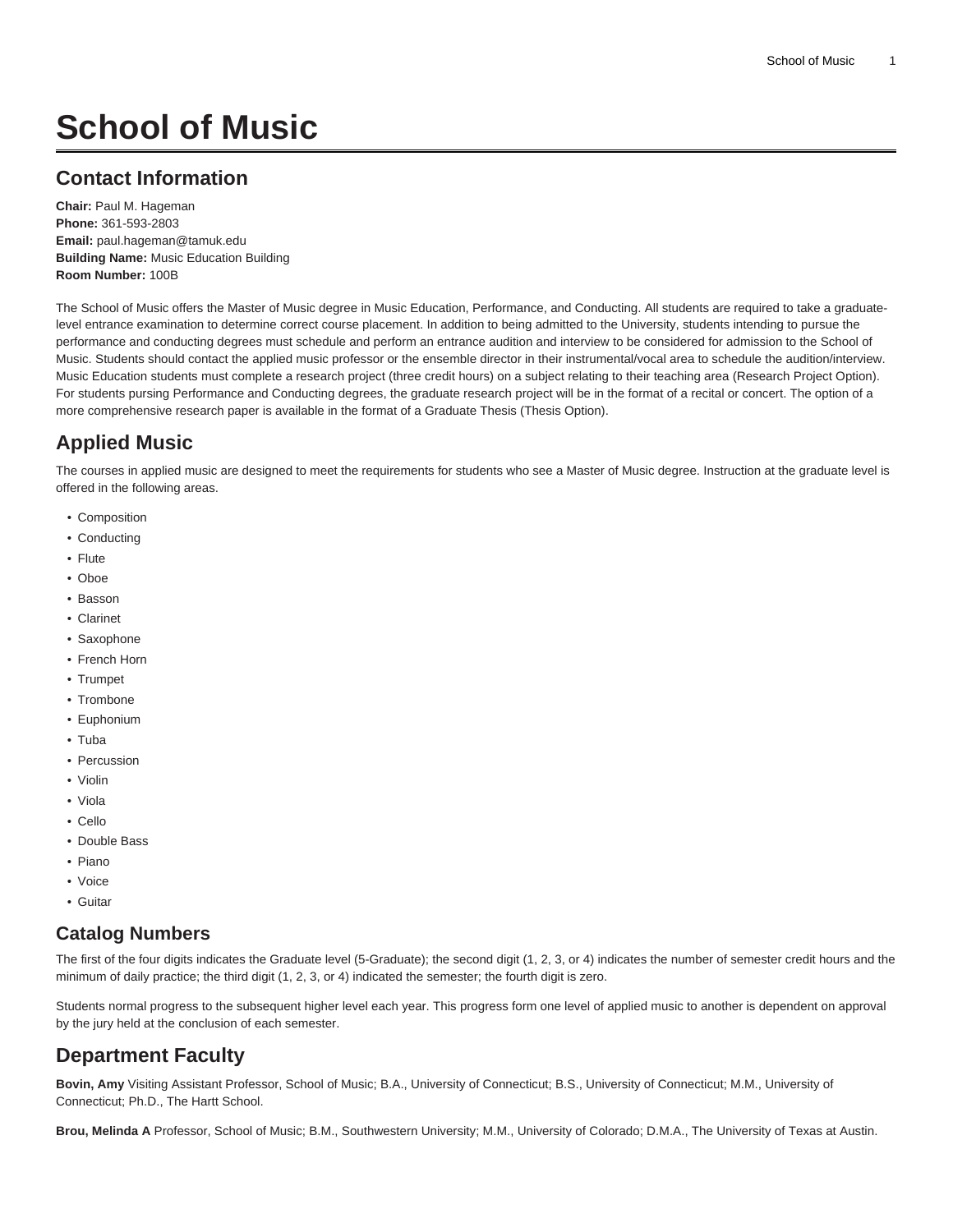# School of Music

## Contact Information

**Chair:** Paul M. Hageman
**Phone:** 361-593-2803
**Email:** paul.hageman@tamuk.edu
**Building Name:** Music Education Building
**Room Number:** 100B

The School of Music offers the Master of Music degree in Music Education, Performance, and Conducting. All students are required to take a graduate-level entrance examination to determine correct course placement. In addition to being admitted to the University, students intending to pursue the performance and conducting degrees must schedule and perform an entrance audition and interview to be considered for admission to the School of Music. Students should contact the applied music professor or the ensemble director in their instrumental/vocal area to schedule the audition/interview. Music Education students must complete a research project (three credit hours) on a subject relating to their teaching area (Research Project Option). For students pursing Performance and Conducting degrees, the graduate research project will be in the format of a recital or concert. The option of a more comprehensive research paper is available in the format of a Graduate Thesis (Thesis Option).

## Applied Music

The courses in applied music are designed to meet the requirements for students who see a Master of Music degree. Instruction at the graduate level is offered in the following areas.

- Composition
- Conducting
- Flute
- Oboe
- Basson
- Clarinet
- Saxophone
- French Horn
- Trumpet
- Trombone
- Euphonium
- Tuba
- Percussion
- Violin
- Viola
- Cello
- Double Bass
- Piano
- Voice
- Guitar

### Catalog Numbers

The first of the four digits indicates the Graduate level (5-Graduate); the second digit (1, 2, 3, or 4) indicates the number of semester credit hours and the minimum of daily practice; the third digit (1, 2, 3, or 4) indicated the semester; the fourth digit is zero.

Students normal progress to the subsequent higher level each year. This progress form one level of applied music to another is dependent on approval by the jury held at the conclusion of each semester.

## Department Faculty

**Bovin, Amy** Visiting Assistant Professor, School of Music; B.A., University of Connecticut; B.S., University of Connecticut; M.M., University of Connecticut; Ph.D., The Hartt School.

**Brou, Melinda A** Professor, School of Music; B.M., Southwestern University; M.M., University of Colorado; D.M.A., The University of Texas at Austin.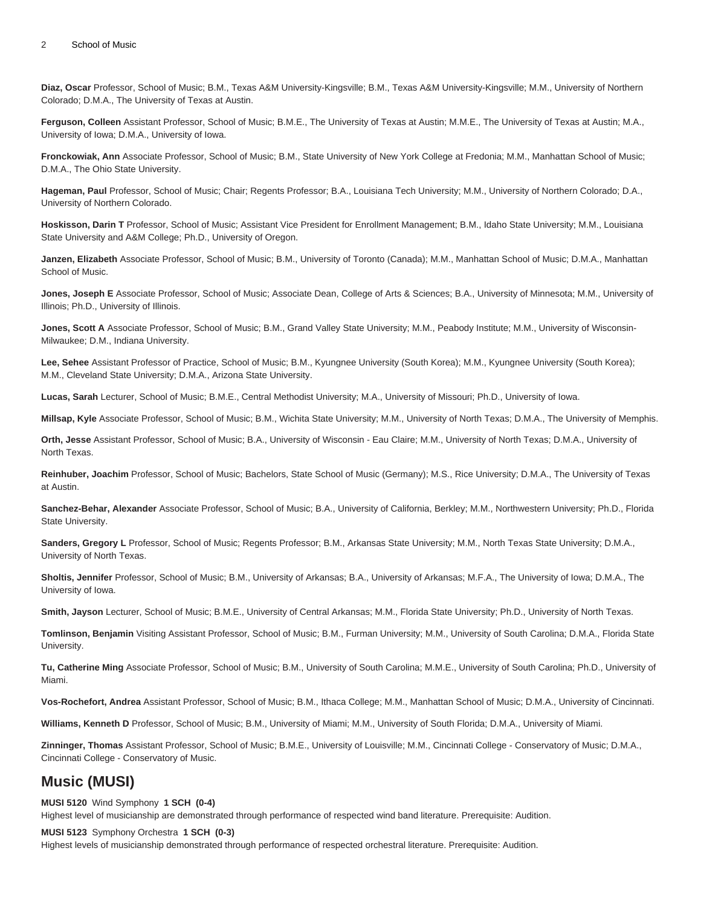**Diaz, Oscar** Professor, School of Music; B.M., Texas A&M University-Kingsville; B.M., Texas A&M University-Kingsville; M.M., University of Northern Colorado; D.M.A., The University of Texas at Austin.

**Ferguson, Colleen** Assistant Professor, School of Music; B.M.E., The University of Texas at Austin; M.M.E., The University of Texas at Austin; M.A., University of Iowa; D.M.A., University of Iowa.

**Fronckowiak, Ann** Associate Professor, School of Music; B.M., State University of New York College at Fredonia; M.M., Manhattan School of Music; D.M.A., The Ohio State University.

**Hageman, Paul** Professor, School of Music; Chair; Regents Professor; B.A., Louisiana Tech University; M.M., University of Northern Colorado; D.A., University of Northern Colorado.

**Hoskisson, Darin T** Professor, School of Music; Assistant Vice President for Enrollment Management; B.M., Idaho State University; M.M., Louisiana State University and A&M College; Ph.D., University of Oregon.

**Janzen, Elizabeth** Associate Professor, School of Music; B.M., University of Toronto (Canada); M.M., Manhattan School of Music; D.M.A., Manhattan School of Music.

**Jones, Joseph E** Associate Professor, School of Music; Associate Dean, College of Arts & Sciences; B.A., University of Minnesota; M.M., University of Illinois; Ph.D., University of Illinois.

**Jones, Scott A** Associate Professor, School of Music; B.M., Grand Valley State University; M.M., Peabody Institute; M.M., University of Wisconsin-Milwaukee; D.M., Indiana University.

**Lee, Sehee** Assistant Professor of Practice, School of Music; B.M., Kyungnee University (South Korea); M.M., Kyungnee University (South Korea); M.M., Cleveland State University; D.M.A., Arizona State University.

**Lucas, Sarah** Lecturer, School of Music; B.M.E., Central Methodist University; M.A., University of Missouri; Ph.D., University of Iowa.

**Millsap, Kyle** Associate Professor, School of Music; B.M., Wichita State University; M.M., University of North Texas; D.M.A., The University of Memphis.

**Orth, Jesse** Assistant Professor, School of Music; B.A., University of Wisconsin - Eau Claire; M.M., University of North Texas; D.M.A., University of North Texas.

**Reinhuber, Joachim** Professor, School of Music; Bachelors, State School of Music (Germany); M.S., Rice University; D.M.A., The University of Texas at Austin.

**Sanchez-Behar, Alexander** Associate Professor, School of Music; B.A., University of California, Berkley; M.M., Northwestern University; Ph.D., Florida State University.

**Sanders, Gregory L** Professor, School of Music; Regents Professor; B.M., Arkansas State University; M.M., North Texas State University; D.M.A., University of North Texas.

**Sholtis, Jennifer** Professor, School of Music; B.M., University of Arkansas; B.A., University of Arkansas; M.F.A., The University of Iowa; D.M.A., The University of Iowa.

**Smith, Jayson** Lecturer, School of Music; B.M.E., University of Central Arkansas; M.M., Florida State University; Ph.D., University of North Texas.

**Tomlinson, Benjamin** Visiting Assistant Professor, School of Music; B.M., Furman University; M.M., University of South Carolina; D.M.A., Florida State University.

**Tu, Catherine Ming** Associate Professor, School of Music; B.M., University of South Carolina; M.M.E., University of South Carolina; Ph.D., University of Miami.

**Vos-Rochefort, Andrea** Assistant Professor, School of Music; B.M., Ithaca College; M.M., Manhattan School of Music; D.M.A., University of Cincinnati.

**Williams, Kenneth D** Professor, School of Music; B.M., University of Miami; M.M., University of South Florida; D.M.A., University of Miami.

**Zinninger, Thomas** Assistant Professor, School of Music; B.M.E., University of Louisville; M.M., Cincinnati College - Conservatory of Music; D.M.A., Cincinnati College - Conservatory of Music.

## Music (MUSI)

**MUSI 5120** Wind Symphony **1 SCH (0-4)**
Highest level of musicianship are demonstrated through performance of respected wind band literature. Prerequisite: Audition.

**MUSI 5123** Symphony Orchestra **1 SCH (0-3)**
Highest levels of musicianship demonstrated through performance of respected orchestral literature. Prerequisite: Audition.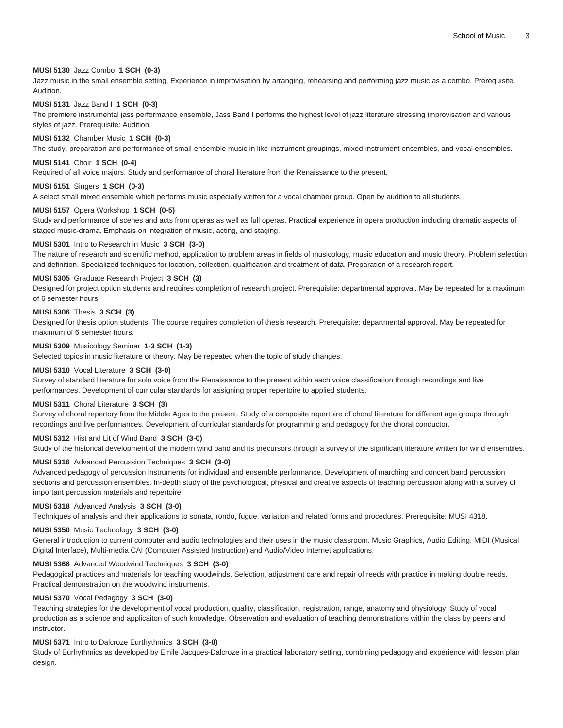**MUSI 5130** Jazz Combo **1 SCH (0-3)**
Jazz music in the small ensemble setting. Experience in improvisation by arranging, rehearsing and performing jazz music as a combo. Prerequisite. Audition.

**MUSI 5131** Jazz Band I **1 SCH (0-3)**
The premiere instrumental jass performance ensemble, Jass Band I performs the highest level of jazz literature stressing improvisation and various styles of jazz. Prerequisite: Audition.

**MUSI 5132** Chamber Music **1 SCH (0-3)**
The study, preparation and performance of small-ensemble music in like-instrument groupings, mixed-instrument ensembles, and vocal ensembles.

**MUSI 5141** Choir **1 SCH (0-4)**
Required of all voice majors. Study and performance of choral literature from the Renaissance to the present.

**MUSI 5151** Singers **1 SCH (0-3)**
A select small mixed ensemble which performs music especially written for a vocal chamber group. Open by audition to all students.

**MUSI 5157** Opera Workshop **1 SCH (0-5)**
Study and performance of scenes and acts from operas as well as full operas. Practical experience in opera production including dramatic aspects of staged music-drama. Emphasis on integration of music, acting, and staging.

**MUSI 5301** Intro to Research in Music **3 SCH (3-0)**
The nature of research and scientific method, application to problem areas in fields of musicology, music education and music theory. Problem selection and definition. Specialized techniques for location, collection, qualification and treatment of data. Preparation of a research report.

**MUSI 5305** Graduate Research Project **3 SCH (3)**
Designed for project option students and requires completion of research project. Prerequisite: departmental approval. May be repeated for a maximum of 6 semester hours.

**MUSI 5306** Thesis **3 SCH (3)**
Designed for thesis option students. The course requires completion of thesis research. Prerequisite: departmental approval. May be repeated for maximum of 6 semester hours.

**MUSI 5309** Musicology Seminar **1-3 SCH (1-3)**
Selected topics in music literature or theory. May be repeated when the topic of study changes.

**MUSI 5310** Vocal Literature **3 SCH (3-0)**
Survey of standard literature for solo voice from the Renaissance to the present within each voice classification through recordings and live performances. Development of curricular standards for assigning proper repertoire to applied students.

**MUSI 5311** Choral Literature **3 SCH (3)**
Survey of choral repertory from the Middle Ages to the present. Study of a composite repertoire of choral literature for different age groups through recordings and live performances. Development of curricular standards for programming and pedagogy for the choral conductor.

**MUSI 5312** Hist and Lit of Wind Band **3 SCH (3-0)**
Study of the historical development of the modern wind band and its precursors through a survey of the significant literature written for wind ensembles.

**MUSI 5316** Advanced Percussion Techniques **3 SCH (3-0)**
Advanced pedagogy of percussion instruments for individual and ensemble performance. Development of marching and concert band percussion sections and percussion ensembles. In-depth study of the psychological, physical and creative aspects of teaching percussion along with a survey of important percussion materials and repertoire.

**MUSI 5318** Advanced Analysis **3 SCH (3-0)**
Techniques of analysis and their applications to sonata, rondo, fugue, variation and related forms and procedures. Prerequisite: MUSI 4318.

**MUSI 5350** Music Technology **3 SCH (3-0)**
General introduction to current computer and audio technologies and their uses in the music classroom. Music Graphics, Audio Editing, MIDI (Musical Digital Interface), Multi-media CAI (Computer Assisted Instruction) and Audio/Video Internet applications.

**MUSI 5368** Advanced Woodwind Techniques **3 SCH (3-0)**
Pedagogical practices and materials for teaching woodwinds. Selection, adjustment care and repair of reeds with practice in making double reeds. Practical demonstration on the woodwind instruments.

**MUSI 5370** Vocal Pedagogy **3 SCH (3-0)**
Teaching strategies for the development of vocal production, quality, classification, registration, range, anatomy and physiology. Study of vocal production as a science and applicaiton of such knowledge. Observation and evaluation of teaching demonstrations within the class by peers and instructor.

**MUSI 5371** Intro to Dalcroze Eurthythmics **3 SCH (3-0)**
Study of Eurhythmics as developed by Emile Jacques-Dalcroze in a practical laboratory setting, combining pedagogy and experience with lesson plan design.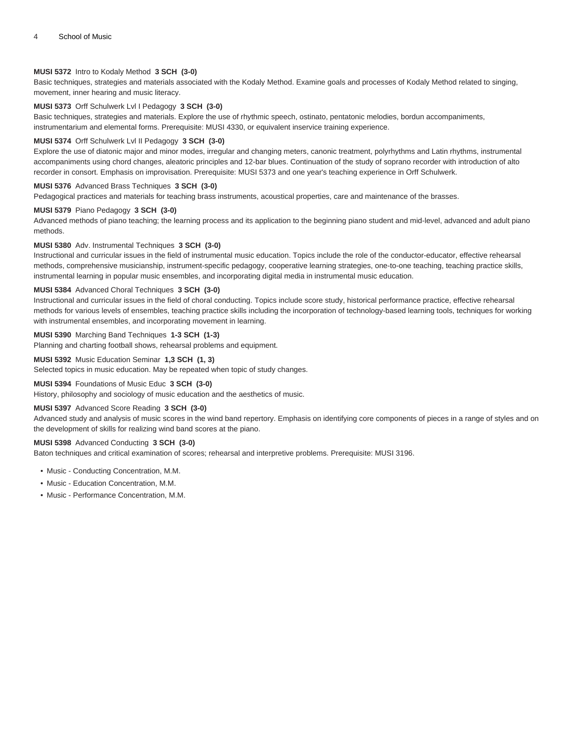**MUSI 5372** Intro to Kodaly Method **3 SCH (3-0)**
Basic techniques, strategies and materials associated with the Kodaly Method. Examine goals and processes of Kodaly Method related to singing, movement, inner hearing and music literacy.

**MUSI 5373** Orff Schulwerk Lvl I Pedagogy **3 SCH (3-0)**
Basic techniques, strategies and materials. Explore the use of rhythmic speech, ostinato, pentatonic melodies, bordun accompaniments, instrumentarium and elemental forms. Prerequisite: MUSI 4330, or equivalent inservice training experience.

**MUSI 5374** Orff Schulwerk Lvl II Pedagogy **3 SCH (3-0)**
Explore the use of diatonic major and minor modes, irregular and changing meters, canonic treatment, polyrhythms and Latin rhythms, instrumental accompaniments using chord changes, aleatoric principles and 12-bar blues. Continuation of the study of soprano recorder with introduction of alto recorder in consort. Emphasis on improvisation. Prerequisite: MUSI 5373 and one year's teaching experience in Orff Schulwerk.

**MUSI 5376** Advanced Brass Techniques **3 SCH (3-0)**
Pedagogical practices and materials for teaching brass instruments, acoustical properties, care and maintenance of the brasses.

**MUSI 5379** Piano Pedagogy **3 SCH (3-0)**
Advanced methods of piano teaching; the learning process and its application to the beginning piano student and mid-level, advanced and adult piano methods.

**MUSI 5380** Adv. Instrumental Techniques **3 SCH (3-0)**
Instructional and curricular issues in the field of instrumental music education. Topics include the role of the conductor-educator, effective rehearsal methods, comprehensive musicianship, instrument-specific pedagogy, cooperative learning strategies, one-to-one teaching, teaching practice skills, instrumental learning in popular music ensembles, and incorporating digital media in instrumental music education.

**MUSI 5384** Advanced Choral Techniques **3 SCH (3-0)**
Instructional and curricular issues in the field of choral conducting. Topics include score study, historical performance practice, effective rehearsal methods for various levels of ensembles, teaching practice skills including the incorporation of technology-based learning tools, techniques for working with instrumental ensembles, and incorporating movement in learning.

**MUSI 5390** Marching Band Techniques **1-3 SCH (1-3)**
Planning and charting football shows, rehearsal problems and equipment.

**MUSI 5392** Music Education Seminar **1,3 SCH (1, 3)**
Selected topics in music education. May be repeated when topic of study changes.

**MUSI 5394** Foundations of Music Educ **3 SCH (3-0)**
History, philosophy and sociology of music education and the aesthetics of music.

**MUSI 5397** Advanced Score Reading **3 SCH (3-0)**
Advanced study and analysis of music scores in the wind band repertory. Emphasis on identifying core components of pieces in a range of styles and on the development of skills for realizing wind band scores at the piano.

**MUSI 5398** Advanced Conducting **3 SCH (3-0)**
Baton techniques and critical examination of scores; rehearsal and interpretive problems. Prerequisite: MUSI 3196.

- Music - Conducting Concentration, M.M.
- Music - Education Concentration, M.M.
- Music - Performance Concentration, M.M.